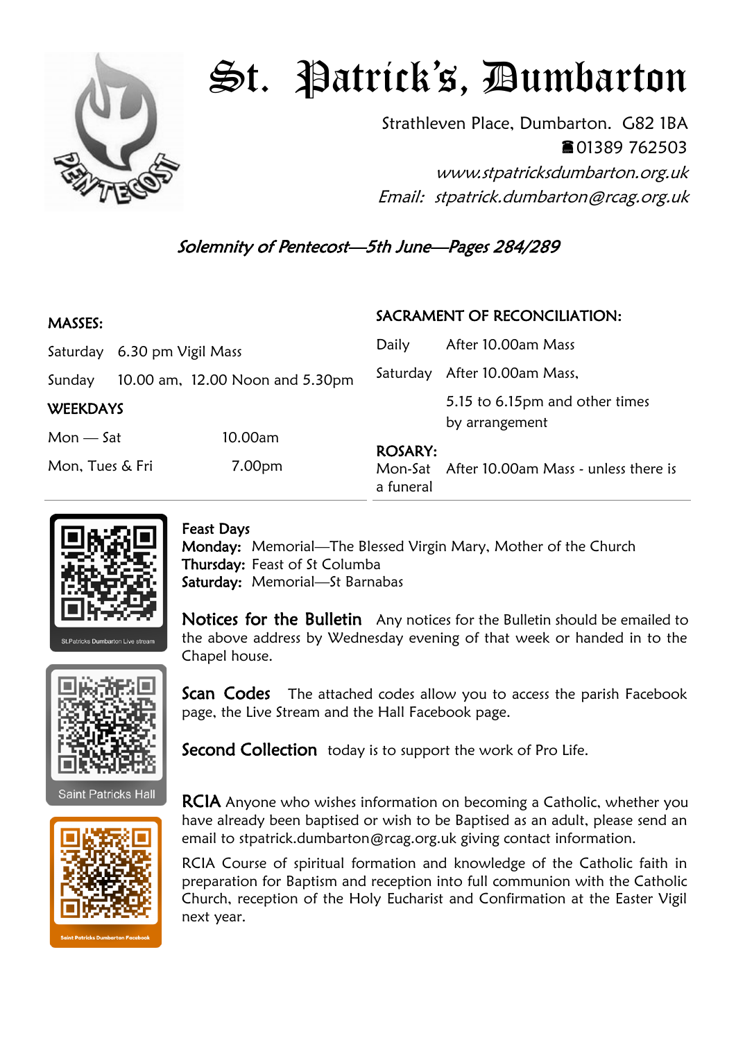# St. Patrick's, Dumbarton

Strathleven Place, Dumbarton. G82 1BA
☎01389 762503
*www.stpatricksdumbarton.org.uk*
*Email: stpatrick.dumbarton@rcag.org.uk*

## *Solemnity of Pentecost—5th June—Pages 284/289*

### MASSES:

| | |
|---|---|
| Saturday | 6.30 pm Vigil Mass |
| Sunday | 10.00 am, 12.00 Noon and 5.30pm |

### WEEKDAYS

| | |
|---|---|
| Mon — Sat | 10.00am |
| Mon, Tues & Fri | 7.00pm |

### SACRAMENT OF RECONCILIATION:

| | |
|---|---|
| Daily | After 10.00am Mass |
| Saturday | After 10.00am Mass, |
| | 5.15 to 6.15pm and other times by arrangement |

### ROSARY:

Mon-Sat After 10.00am Mass - unless there is a funeral

St.Patricks Dumbarton Live stream

Saint Patricks Hall

Saint Patricks Dumbarton Facebook

**Feast Days**
**Monday:** Memorial—The Blessed Virgin Mary, Mother of the Church
**Thursday:** Feast of St Columba
**Saturday:** Memorial—St Barnabas

**Notices for the Bulletin** Any notices for the Bulletin should be emailed to the above address by Wednesday evening of that week or handed in to the Chapel house.

**Scan Codes** The attached codes allow you to access the parish Facebook page, the Live Stream and the Hall Facebook page.

**Second Collection** today is to support the work of Pro Life.

**RCIA** Anyone who wishes information on becoming a Catholic, whether you have already been baptised or wish to be Baptised as an adult, please send an email to stpatrick.dumbarton@rcag.org.uk giving contact information.

RCIA Course of spiritual formation and knowledge of the Catholic faith in preparation for Baptism and reception into full communion with the Catholic Church, reception of the Holy Eucharist and Confirmation at the Easter Vigil next year.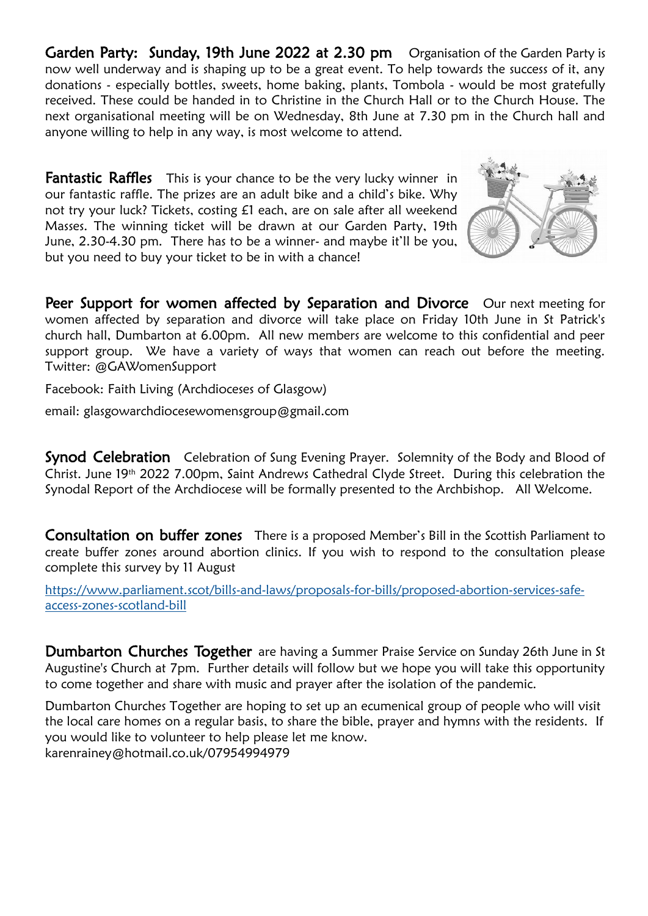**Garden Party: Sunday, 19th June 2022 at 2.30 pm** Organisation of the Garden Party is now well underway and is shaping up to be a great event. To help towards the success of it, any donations - especially bottles, sweets, home baking, plants, Tombola - would be most gratefully received. These could be handed in to Christine in the Church Hall or to the Church House. The next organisational meeting will be on Wednesday, 8th June at 7.30 pm in the Church hall and anyone willing to help in any way, is most welcome to attend.

**Fantastic Raffles** This is your chance to be the very lucky winner in our fantastic raffle. The prizes are an adult bike and a child's bike. Why not try your luck? Tickets, costing £1 each, are on sale after all weekend Masses. The winning ticket will be drawn at our Garden Party, 19th June, 2.30-4.30 pm. There has to be a winner- and maybe it'll be you, but you need to buy your ticket to be in with a chance!

**Peer Support for women affected by Separation and Divorce** Our next meeting for women affected by separation and divorce will take place on Friday 10th June in St Patrick's church hall, Dumbarton at 6.00pm. All new members are welcome to this confidential and peer support group. We have a variety of ways that women can reach out before the meeting. Twitter: @GAWomenSupport

Facebook: Faith Living (Archdioceses of Glasgow)

email: glasgowarchdiocesewomensgroup@gmail.com

**Synod Celebration** Celebration of Sung Evening Prayer. Solemnity of the Body and Blood of Christ. June 19th 2022 7.00pm, Saint Andrews Cathedral Clyde Street. During this celebration the Synodal Report of the Archdiocese will be formally presented to the Archbishop. All Welcome.

**Consultation on buffer zones** There is a proposed Member's Bill in the Scottish Parliament to create buffer zones around abortion clinics. If you wish to respond to the consultation please complete this survey by 11 August

https://www.parliament.scot/bills-and-laws/proposals-for-bills/proposed-abortion-services-safe-access-zones-scotland-bill

**Dumbarton Churches Together** are having a Summer Praise Service on Sunday 26th June in St Augustine's Church at 7pm. Further details will follow but we hope you will take this opportunity to come together and share with music and prayer after the isolation of the pandemic.

Dumbarton Churches Together are hoping to set up an ecumenical group of people who will visit the local care homes on a regular basis, to share the bible, prayer and hymns with the residents. If you would like to volunteer to help please let me know.
karenrainey@hotmail.co.uk/07954994979